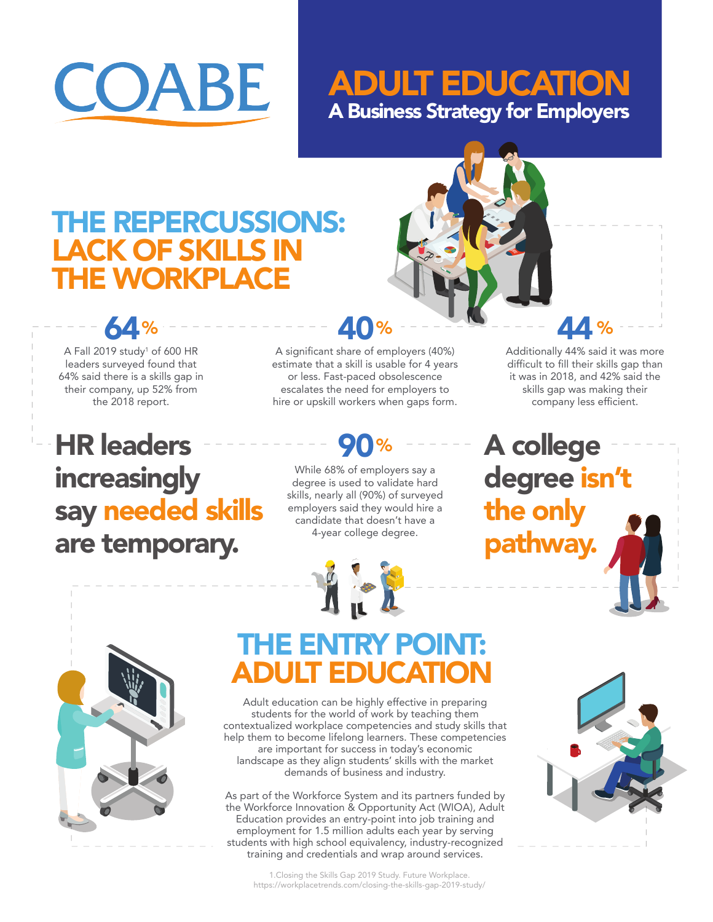COABE

# ADULT EDUCATION

## A Business Strategy for Employers

## THE REPERCUSSIONS: LACK OF SKILLS IN THE WORKPLACE

**64%**

A Fall 2019 study[1] of 600 HR leaders surveyed found that 64% said there is a skills gap in their company, up 52% from the 2018 report.

**40%**

A significant share of employers (40%) estimate that a skill is usable for 4 years or less. Fast-paced obsolescence escalates the need for employers to hire or upskill workers when gaps form.

**44%**

Additionally 44% said it was more difficult to fill their skills gap than it was in 2018, and 42% said the skills gap was making their company less efficient.

**HR leaders increasingly say needed skills are temporary.**

**90%**

While 68% of employers say a degree is used to validate hard skills, nearly all (90%) of surveyed employers said they would hire a candidate that doesn't have a 4-year college degree.

**A college degree isn't the only pathway.**

## THE ENTRY POINT: ADULT EDUCATION

Adult education can be highly effective in preparing students for the world of work by teaching them contextualized workplace competencies and study skills that help them to become lifelong learners. These competencies are important for success in today's economic landscape as they align students' skills with the market demands of business and industry.

As part of the Workforce System and its partners funded by the Workforce Innovation & Opportunity Act (WIOA), Adult Education provides an entry-point into job training and employment for 1.5 million adults each year by serving students with high school equivalency, industry-recognized training and credentials and wrap around services.

1.Closing the Skills Gap 2019 Study. Future Workplace. https://workplacetrends.com/closing-the-skills-gap-2019-study/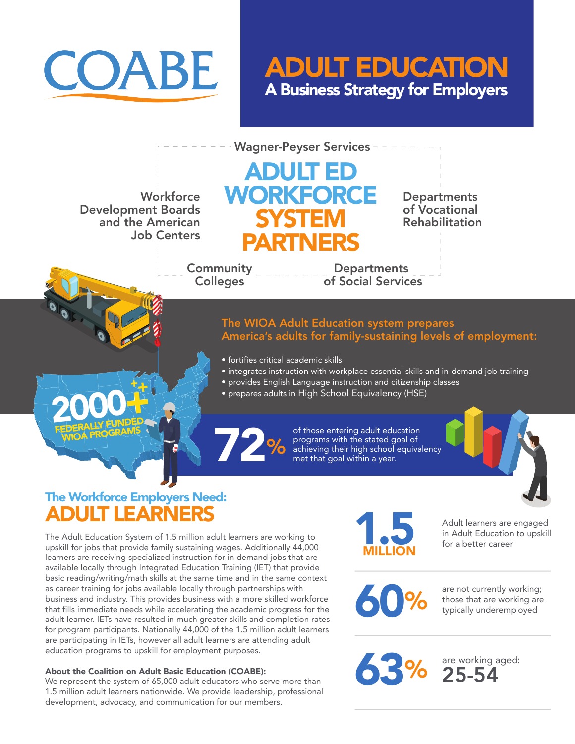# COABE

# ADULT EDUCATION
## A Business Strategy for Employers

Wagner-Peyser Services

Workforce Development Boards and the American Job Centers

## ADULT ED WORKFORCE SYSTEM PARTNERS

Departments of Vocational Rehabilitation

Community Colleges

Departments of Social Services

### The WIOA Adult Education system prepares America's adults for family-sustaining levels of employment:

- fortifies critical academic skills
- integrates instruction with workplace essential skills and in-demand job training
- provides English Language instruction and citizenship classes
- prepares adults in High School Equivalency (HSE)

**2000+** FEDERALLY FUNDED WIOA PROGRAMS

**72%** of those entering adult education programs with the stated goal of achieving their high school equivalency met that goal within a year.

## The Workforce Employers Need: ADULT LEARNERS

The Adult Education System of 1.5 million adult learners are working to upskill for jobs that provide family sustaining wages. Additionally 44,000 learners are receiving specialized instruction for in demand jobs that are available locally through Integrated Education Training (IET) that provide basic reading/writing/math skills at the same time and in the same context as career training for jobs available locally through partnerships with business and industry. This provides business with a more skilled workforce that fills immediate needs while accelerating the academic progress for the adult learner. IETs have resulted in much greater skills and completion rates for program participants. Nationally 44,000 of the 1.5 million adult learners are participating in IETs, however all adult learners are attending adult education programs to upskill for employment purposes.

**About the Coalition on Adult Basic Education (COABE):**
We represent the system of 65,000 adult educators who serve more than 1.5 million adult learners nationwide. We provide leadership, professional development, advocacy, and communication for our members.

**1.5 MILLION** Adult learners are engaged in Adult Education to upskill for a better career

**60%** are not currently working; those that are working are typically underemployed

**63%** are working aged: **25-54**